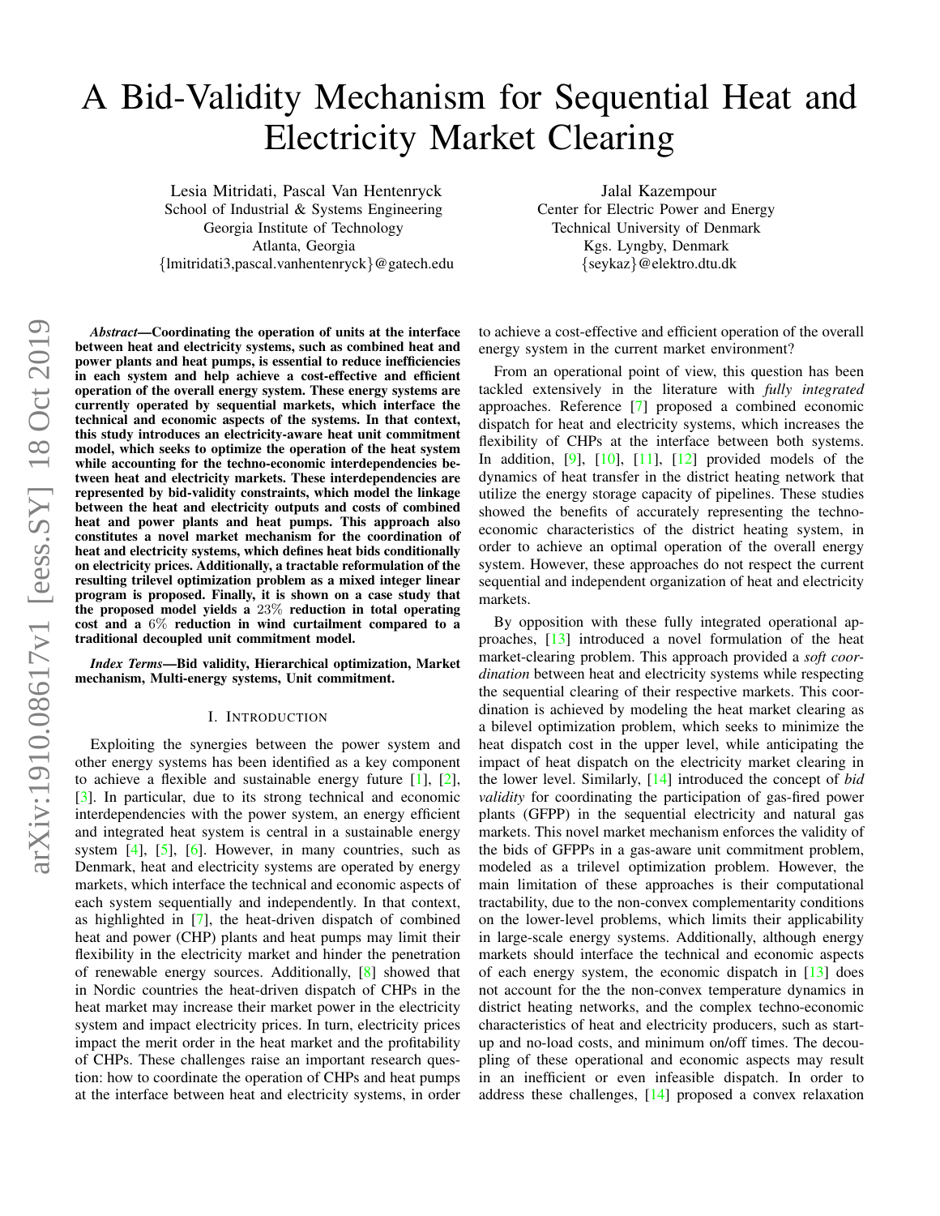# A Bid-Validity Mechanism for Sequential Heat and Electricity Market Clearing

Lesia Mitridati, Pascal Van Hentenryck
School of Industrial & Systems Engineering
Georgia Institute of Technology
Atlanta, Georgia
{lmitridati3,pascal.vanhentenryck}@gatech.edu

Jalal Kazempour
Center for Electric Power and Energy
Technical University of Denmark
Kgs. Lyngby, Denmark
{seykaz}@elektro.dtu.dk

***Abstract*—Coordinating the operation of units at the interface between heat and electricity systems, such as combined heat and power plants and heat pumps, is essential to reduce inefficiencies in each system and help achieve a cost-effective and efficient operation of the overall energy system. These energy systems are currently operated by sequential markets, which interface the technical and economic aspects of the systems. In that context, this study introduces an electricity-aware heat unit commitment model, which seeks to optimize the operation of the heat system while accounting for the techno-economic interdependencies between heat and electricity markets. These interdependencies are represented by bid-validity constraints, which model the linkage between the heat and electricity outputs and costs of combined heat and power plants and heat pumps. This approach also constitutes a novel market mechanism for the coordination of heat and electricity systems, which defines heat bids conditionally on electricity prices. Additionally, a tractable reformulation of the resulting trilevel optimization problem as a mixed integer linear program is proposed. Finally, it is shown on a case study that the proposed model yields a $23\%$ reduction in total operating cost and a $6\%$ reduction in wind curtailment compared to a traditional decoupled unit commitment model.**

***Index Terms*—Bid validity, Hierarchical optimization, Market mechanism, Multi-energy systems, Unit commitment.**

## I. Introduction

Exploiting the synergies between the power system and other energy systems has been identified as a key component to achieve a flexible and sustainable energy future [1], [2], [3]. In particular, due to its strong technical and economic interdependencies with the power system, an energy efficient and integrated heat system is central in a sustainable energy system [4], [5], [6]. However, in many countries, such as Denmark, heat and electricity systems are operated by energy markets, which interface the technical and economic aspects of each system sequentially and independently. In that context, as highlighted in [7], the heat-driven dispatch of combined heat and power (CHP) plants and heat pumps may limit their flexibility in the electricity market and hinder the penetration of renewable energy sources. Additionally, [8] showed that in Nordic countries the heat-driven dispatch of CHPs in the heat market may increase their market power in the electricity system and impact electricity prices. In turn, electricity prices impact the merit order in the heat market and the profitability of CHPs. These challenges raise an important research question: how to coordinate the operation of CHPs and heat pumps at the interface between heat and electricity systems, in order to achieve a cost-effective and efficient operation of the overall energy system in the current market environment?

From an operational point of view, this question has been tackled extensively in the literature with *fully integrated* approaches. Reference [7] proposed a combined economic dispatch for heat and electricity systems, which increases the flexibility of CHPs at the interface between both systems. In addition, [9], [10], [11], [12] provided models of the dynamics of heat transfer in the district heating network that utilize the energy storage capacity of pipelines. These studies showed the benefits of accurately representing the techno-economic characteristics of the district heating system, in order to achieve an optimal operation of the overall energy system. However, these approaches do not respect the current sequential and independent organization of heat and electricity markets.

By opposition with these fully integrated operational approaches, [13] introduced a novel formulation of the heat market-clearing problem. This approach provided a *soft coordination* between heat and electricity systems while respecting the sequential clearing of their respective markets. This coordination is achieved by modeling the heat market clearing as a bilevel optimization problem, which seeks to minimize the heat dispatch cost in the upper level, while anticipating the impact of heat dispatch on the electricity market clearing in the lower level. Similarly, [14] introduced the concept of *bid validity* for coordinating the participation of gas-fired power plants (GFPP) in the sequential electricity and natural gas markets. This novel market mechanism enforces the validity of the bids of GFPPs in a gas-aware unit commitment problem, modeled as a trilevel optimization problem. However, the main limitation of these approaches is their computational tractability, due to the non-convex complementarity conditions on the lower-level problems, which limits their applicability in large-scale energy systems. Additionally, although energy markets should interface the technical and economic aspects of each energy system, the economic dispatch in [13] does not account for the the non-convex temperature dynamics in district heating networks, and the complex techno-economic characteristics of heat and electricity producers, such as start-up and no-load costs, and minimum on/off times. The decoupling of these operational and economic aspects may result in an inefficient or even infeasible dispatch. In order to address these challenges, [14] proposed a convex relaxation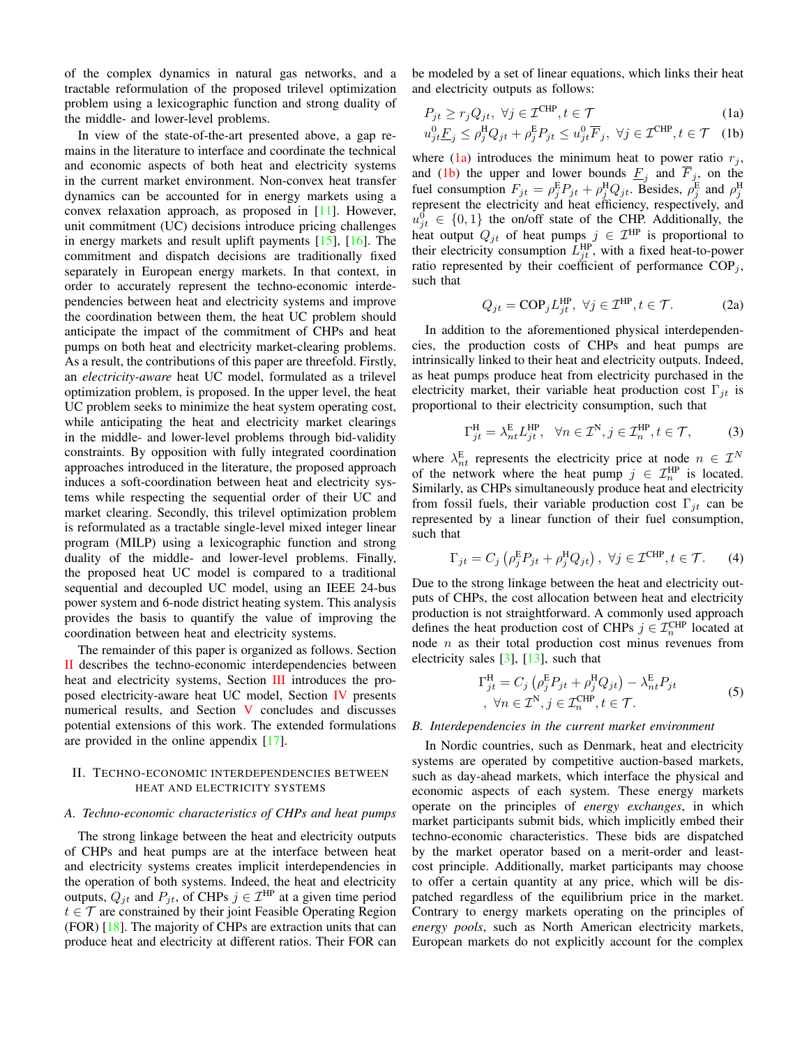of the complex dynamics in natural gas networks, and a tractable reformulation of the proposed trilevel optimization problem using a lexicographic function and strong duality of the middle- and lower-level problems.

In view of the state-of-the-art presented above, a gap remains in the literature to interface and coordinate the technical and economic aspects of both heat and electricity systems in the current market environment. Non-convex heat transfer dynamics can be accounted for in energy markets using a convex relaxation approach, as proposed in [11]. However, unit commitment (UC) decisions introduce pricing challenges in energy markets and result uplift payments [15], [16]. The commitment and dispatch decisions are traditionally fixed separately in European energy markets. In that context, in order to accurately represent the techno-economic interdependencies between heat and electricity systems and improve the coordination between them, the heat UC problem should anticipate the impact of the commitment of CHPs and heat pumps on both heat and electricity market-clearing problems. As a result, the contributions of this paper are threefold. Firstly, an *electricity-aware* heat UC model, formulated as a trilevel optimization problem, is proposed. In the upper level, the heat UC problem seeks to minimize the heat system operating cost, while anticipating the heat and electricity market clearings in the middle- and lower-level problems through bid-validity constraints. By opposition with fully integrated coordination approaches introduced in the literature, the proposed approach induces a soft-coordination between heat and electricity systems while respecting the sequential order of their UC and market clearing. Secondly, this trilevel optimization problem is reformulated as a tractable single-level mixed integer linear program (MILP) using a lexicographic function and strong duality of the middle- and lower-level problems. Finally, the proposed heat UC model is compared to a traditional sequential and decoupled UC model, using an IEEE 24-bus power system and 6-node district heating system. This analysis provides the basis to quantify the value of improving the coordination between heat and electricity systems.

The remainder of this paper is organized as follows. Section II describes the techno-economic interdependencies between heat and electricity systems, Section III introduces the proposed electricity-aware heat UC model, Section IV presents numerical results, and Section V concludes and discusses potential extensions of this work. The extended formulations are provided in the online appendix [17].

## II. Techno-economic interdependencies between heat and electricity systems

### A. Techno-economic characteristics of CHPs and heat pumps

The strong linkage between the heat and electricity outputs of CHPs and heat pumps are at the interface between heat and electricity systems creates implicit interdependencies in the operation of both systems. Indeed, the heat and electricity outputs, $Q_{jt}$ and $P_{jt}$, of CHPs $j \in \mathcal{I}^{\text{HP}}$ at a given time period $t \in \mathcal{T}$ are constrained by their joint Feasible Operating Region (FOR) [18]. The majority of CHPs are extraction units that can produce heat and electricity at different ratios. Their FOR can be modeled by a set of linear equations, which links their heat and electricity outputs as follows:

$$P_{jt} \geq r_j Q_{jt},\ \forall j \in \mathcal{I}^{\text{CHP}}, t \in \mathcal{T} \tag{1a}$$

$$u^0_{jt}\underline{F}_j \leq \rho^{\text{H}}_j Q_{jt} + \rho^{\text{E}}_j P_{jt} \leq u^0_{jt}\overline{F}_j,\ \forall j \in \mathcal{I}^{\text{CHP}}, t \in \mathcal{T} \tag{1b}$$

where (1a) introduces the minimum heat to power ratio $r_j$, and (1b) the upper and lower bounds $\underline{F}_j$ and $\overline{F}_j$, on the fuel consumption $F_{jt} = \rho^{\text{E}}_j P_{jt} + \rho^{\text{H}}_j Q_{jt}$. Besides, $\rho^{\text{E}}_j$ and $\rho^{\text{H}}_j$ represent the electricity and heat efficiency, respectively, and $u^0_{jt} \in \{0, 1\}$ the on/off state of the CHP. Additionally, the heat output $Q_{jt}$ of heat pumps $j \in \mathcal{I}^{\text{HP}}$ is proportional to their electricity consumption $L^{\text{HP}}_{jt}$, with a fixed heat-to-power ratio represented by their coefficient of performance $\text{COP}_j$, such that

$$Q_{jt} = \text{COP}_j L^{\text{HP}}_{jt},\ \forall j \in \mathcal{I}^{\text{HP}}, t \in \mathcal{T}. \tag{2a}$$

In addition to the aforementioned physical interdependencies, the production costs of CHPs and heat pumps are intrinsically linked to their heat and electricity outputs. Indeed, as heat pumps produce heat from electricity purchased in the electricity market, their variable heat production cost $\Gamma_{jt}$ is proportional to their electricity consumption, such that

$$\Gamma^{\text{H}}_{jt} = \lambda^{\text{E}}_{nt} L^{\text{HP}}_{jt},\quad \forall n \in \mathcal{I}^{\text{N}}, j \in \mathcal{I}^{\text{HP}}_n, t \in \mathcal{T}, \tag{3}$$

where $\lambda^{\text{E}}_{nt}$ represents the electricity price at node $n \in \mathcal{I}^N$ of the network where the heat pump $j \in \mathcal{I}^{\text{HP}}_n$ is located. Similarly, as CHPs simultaneously produce heat and electricity from fossil fuels, their variable production cost $\Gamma_{jt}$ can be represented by a linear function of their fuel consumption, such that

$$\Gamma_{jt} = C_j \left(\rho^{\text{E}}_j P_{jt} + \rho^{\text{H}}_j Q_{jt}\right),\ \forall j \in \mathcal{I}^{\text{CHP}}, t \in \mathcal{T}. \tag{4}$$

Due to the strong linkage between the heat and electricity outputs of CHPs, the cost allocation between heat and electricity production is not straightforward. A commonly used approach defines the heat production cost of CHPs $j \in \mathcal{I}^{\text{CHP}}_n$ located at node $n$ as their total production cost minus revenues from electricity sales [3], [13], such that

$$\Gamma^{\text{H}}_{jt} = C_j \left(\rho^{\text{E}}_j P_{jt} + \rho^{\text{H}}_j Q_{jt}\right) - \lambda^{\text{E}}_{nt} P_{jt} \\ ,\ \forall n \in \mathcal{I}^{\text{N}}, j \in \mathcal{I}^{\text{CHP}}_n, t \in \mathcal{T}. \tag{5}$$

### B. Interdependencies in the current market environment

In Nordic countries, such as Denmark, heat and electricity systems are operated by competitive auction-based markets, such as day-ahead markets, which interface the physical and economic aspects of each system. These energy markets operate on the principles of *energy exchanges*, in which market participants submit bids, which implicitly embed their techno-economic characteristics. These bids are dispatched by the market operator based on a merit-order and least-cost principle. Additionally, market participants may choose to offer a certain quantity at any price, which will be dispatched regardless of the equilibrium price in the market. Contrary to energy markets operating on the principles of *energy pools*, such as North American electricity markets, European markets do not explicitly account for the complex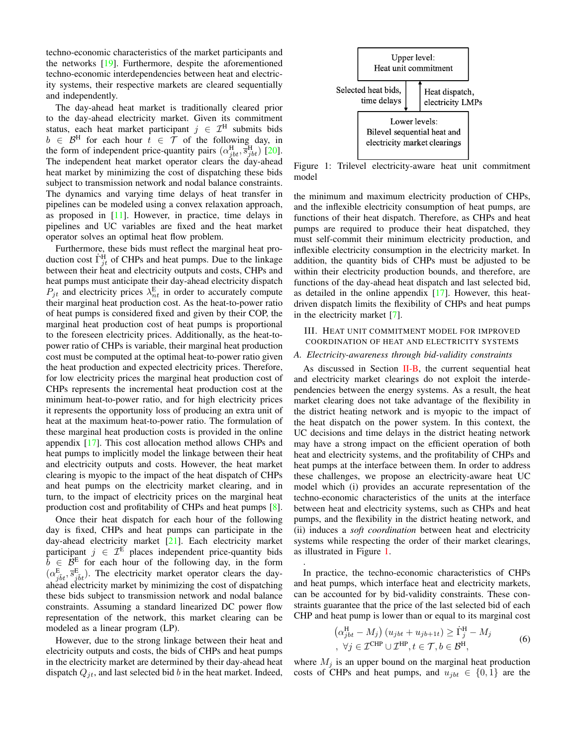techno-economic characteristics of the market participants and the networks [19]. Furthermore, despite the aforementioned techno-economic interdependencies between heat and electricity systems, their respective markets are cleared sequentially and independently.

The day-ahead heat market is traditionally cleared prior to the day-ahead electricity market. Given its commitment status, each heat market participant $j \in \mathcal{I}^{\mathrm{H}}$ submits bids $b \in \mathcal{B}^{\mathrm{H}}$ for each hour $t \in \mathcal{T}$ of the following day, in the form of independent price-quantity pairs $(\alpha^{\mathrm{H}}_{jbt}, \overline{s}^{\mathrm{H}}_{jbt})$ [20]. The independent heat market operator clears the day-ahead heat market by minimizing the cost of dispatching these bids subject to transmission network and nodal balance constraints. The dynamics and varying time delays of heat transfer in pipelines can be modeled using a convex relaxation approach, as proposed in [11]. However, in practice, time delays in pipelines and UC variables are fixed and the heat market operator solves an optimal heat flow problem.

Furthermore, these bids must reflect the marginal heat production cost $\dot{\Gamma}^{\mathrm{H}}_{jt}$ of CHPs and heat pumps. Due to the linkage between their heat and electricity outputs and costs, CHPs and heat pumps must anticipate their day-ahead electricity dispatch $P_{jt}$ and electricity prices $\lambda^{\mathrm{E}}_{nt}$ in order to accurately compute their marginal heat production cost. As the heat-to-power ratio of heat pumps is considered fixed and given by their COP, the marginal heat production cost of heat pumps is proportional to the foreseen electricity prices. Additionally, as the heat-to-power ratio of CHPs is variable, their marginal heat production cost must be computed at the optimal heat-to-power ratio given the heat production and expected electricity prices. Therefore, for low electricity prices the marginal heat production cost of CHPs represents the incremental heat production cost at the minimum heat-to-power ratio, and for high electricity prices it represents the opportunity loss of producing an extra unit of heat at the maximum heat-to-power ratio. The formulation of these marginal heat production costs is provided in the online appendix [17]. This cost allocation method allows CHPs and heat pumps to implicitly model the linkage between their heat and electricity outputs and costs. However, the heat market clearing is myopic to the impact of the heat dispatch of CHPs and heat pumps on the electricity market clearing, and in turn, to the impact of electricity prices on the marginal heat production cost and profitability of CHPs and heat pumps [8].

Once their heat dispatch for each hour of the following day is fixed, CHPs and heat pumps can participate in the day-ahead electricity market [21]. Each electricity market participant $j \in \mathcal{I}^{\mathrm{E}}$ places independent price-quantity bids $b \in \mathcal{B}^{\mathrm{E}}$ for each hour of the following day, in the form $(\alpha^{\mathrm{E}}_{jbt}, \overline{s}^{\mathrm{E}}_{jbt})$. The electricity market operator clears the day-ahead electricity market by minimizing the cost of dispatching these bids subject to transmission network and nodal balance constraints. Assuming a standard linearized DC power flow representation of the network, this market clearing can be modeled as a linear program (LP).

However, due to the strong linkage between their heat and electricity outputs and costs, the bids of CHPs and heat pumps in the electricity market are determined by their day-ahead heat dispatch $Q_{jt}$, and last selected bid $b$ in the heat market. Indeed, the minimum and maximum electricity production of CHPs, and the inflexible electricity consumption of heat pumps, are functions of their heat dispatch. Therefore, as CHPs and heat pumps are required to produce their heat dispatched, they must self-commit their minimum electricity production, and inflexible electricity consumption in the electricity market. In addition, the quantity bids of CHPs must be adjusted to be within their electricity production bounds, and therefore, are functions of the day-ahead heat dispatch and last selected bid, as detailed in the online appendix [17]. However, this heat-driven dispatch limits the flexibility of CHPs and heat pumps in the electricity market [7].

Upper level: Heat unit commitment

Selected heat bids, time delays ↓ ↑ Heat dispatch, electricity LMPs

Lower levels: Bilevel sequential heat and electricity market clearings

Figure 1: Trilevel electricity-aware heat unit commitment model

## III. Heat unit commitment model for improved coordination of heat and electricity systems

### A. Electricity-awareness through bid-validity constraints

As discussed in Section II-B, the current sequential heat and electricity market clearings do not exploit the interdependencies between the energy systems. As a result, the heat market clearing does not take advantage of the flexibility in the district heating network and is myopic to the impact of the heat dispatch on the power system. In this context, the UC decisions and time delays in the district heating network may have a strong impact on the efficient operation of both heat and electricity systems, and the profitability of CHPs and heat pumps at the interface between them. In order to address these challenges, we propose an electricity-aware heat UC model which (i) provides an accurate representation of the techno-economic characteristics of the units at the interface between heat and electricity systems, such as CHPs and heat pumps, and the flexibility in the district heating network, and (ii) induces a *soft coordination* between heat and electricity systems while respecting the order of their market clearings, as illustrated in Figure 1.

.

In practice, the techno-economic characteristics of CHPs and heat pumps, which interface heat and electricity markets, can be accounted for by bid-validity constraints. These constraints guarantee that the price of the last selected bid of each CHP and heat pump is lower than or equal to its marginal cost

$$\left(\alpha^{\mathrm{H}}_{jbt} - M_j\right)\left(u_{jbt} + u_{jb+1t}\right) \geq \dot{\Gamma}^{\mathrm{H}}_{j} - M_j \\ , \; \forall j \in \mathcal{I}^{\mathrm{CHP}} \cup \mathcal{I}^{\mathrm{HP}}, t \in \mathcal{T}, b \in \mathcal{B}^{\mathrm{H}}, \tag{6}$$

where $M_j$ is an upper bound on the marginal heat production costs of CHPs and heat pumps, and $u_{jbt} \in \{0,1\}$ are the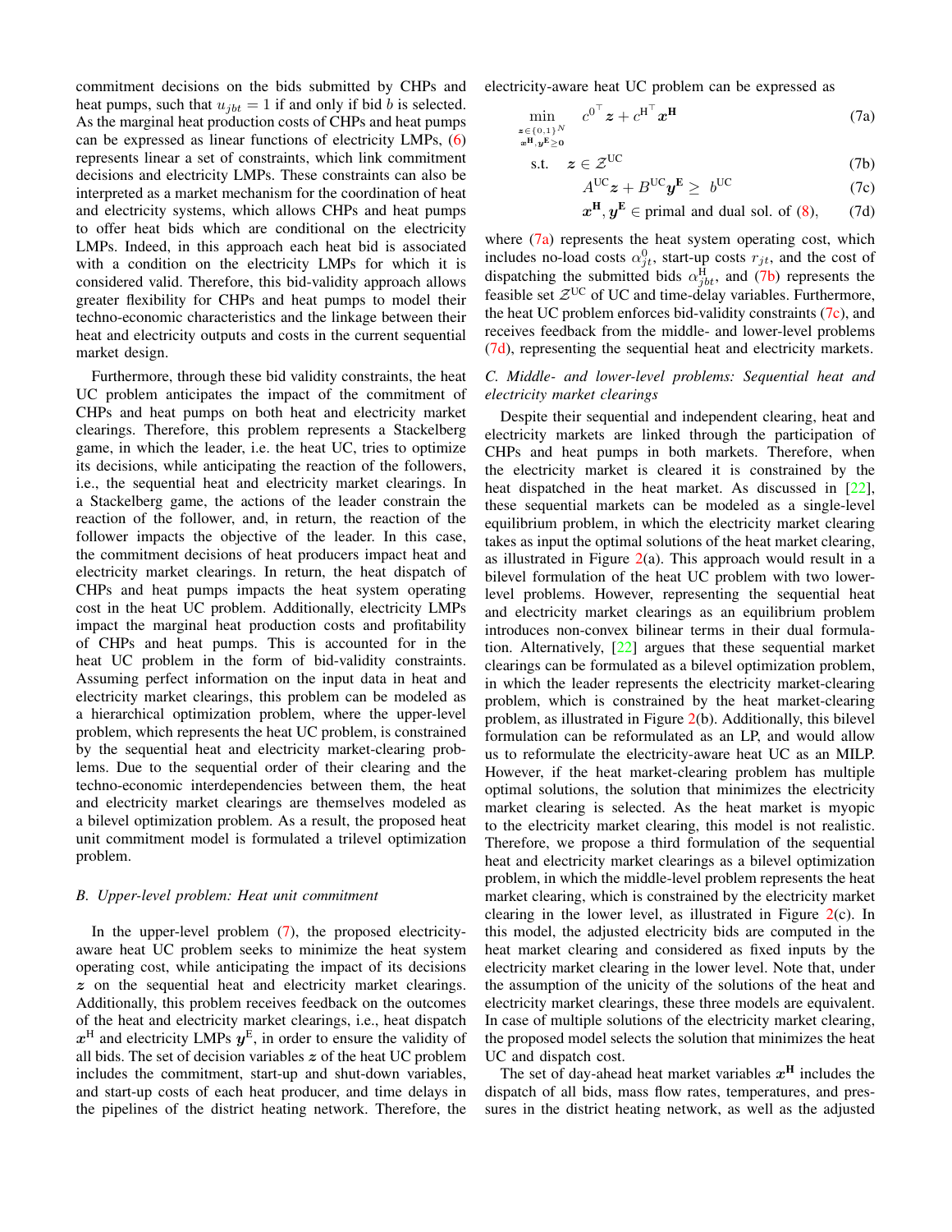commitment decisions on the bids submitted by CHPs and heat pumps, such that $u_{jbt} = 1$ if and only if bid $b$ is selected. As the marginal heat production costs of CHPs and heat pumps can be expressed as linear functions of electricity LMPs, (6) represents linear a set of constraints, which link commitment decisions and electricity LMPs. These constraints can also be interpreted as a market mechanism for the coordination of heat and electricity systems, which allows CHPs and heat pumps to offer heat bids which are conditional on the electricity LMPs. Indeed, in this approach each heat bid is associated with a condition on the electricity LMPs for which it is considered valid. Therefore, this bid-validity approach allows greater flexibility for CHPs and heat pumps to model their techno-economic characteristics and the linkage between their heat and electricity outputs and costs in the current sequential market design.

Furthermore, through these bid validity constraints, the heat UC problem anticipates the impact of the commitment of CHPs and heat pumps on both heat and electricity market clearings. Therefore, this problem represents a Stackelberg game, in which the leader, i.e. the heat UC, tries to optimize its decisions, while anticipating the reaction of the followers, i.e., the sequential heat and electricity market clearings. In a Stackelberg game, the actions of the leader constrain the reaction of the follower, and, in return, the reaction of the follower impacts the objective of the leader. In this case, the commitment decisions of heat producers impact heat and electricity market clearings. In return, the heat dispatch of CHPs and heat pumps impacts the heat system operating cost in the heat UC problem. Additionally, electricity LMPs impact the marginal heat production costs and profitability of CHPs and heat pumps. This is accounted for in the heat UC problem in the form of bid-validity constraints. Assuming perfect information on the input data in heat and electricity market clearings, this problem can be modeled as a hierarchical optimization problem, where the upper-level problem, which represents the heat UC problem, is constrained by the sequential heat and electricity market-clearing problems. Due to the sequential order of their clearing and the techno-economic interdependencies between them, the heat and electricity market clearings are themselves modeled as a bilevel optimization problem. As a result, the proposed heat unit commitment model is formulated a trilevel optimization problem.

### B. Upper-level problem: Heat unit commitment

In the upper-level problem (7), the proposed electricity-aware heat UC problem seeks to minimize the heat system operating cost, while anticipating the impact of its decisions $\boldsymbol{z}$ on the sequential heat and electricity market clearings. Additionally, this problem receives feedback on the outcomes of the heat and electricity market clearings, i.e., heat dispatch $\boldsymbol{x}^{\mathrm{H}}$ and electricity LMPs $\boldsymbol{y}^{\mathrm{E}}$, in order to ensure the validity of all bids. The set of decision variables $\boldsymbol{z}$ of the heat UC problem includes the commitment, start-up and shut-down variables, and start-up costs of each heat producer, and time delays in the pipelines of the district heating network. Therefore, the electricity-aware heat UC problem can be expressed as

$$\min_{\substack{\boldsymbol{z}\in\{0,1\}^N \\ \boldsymbol{x}^{\mathbf{H}},\boldsymbol{y}^{\mathbf{E}}\geq \mathbf{0}}} \quad {c^0}^\top \boldsymbol{z} + {c^{\mathrm{H}}}^\top \boldsymbol{x}^{\mathbf{H}} \tag{7a}$$

$$\text{s.t.} \quad \boldsymbol{z} \in \mathcal{Z}^{\mathrm{UC}} \tag{7b}$$

$$A^{\mathrm{UC}}\boldsymbol{z} + B^{\mathrm{UC}}\boldsymbol{y}^{\mathbf{E}} \geq b^{\mathrm{UC}} \tag{7c}$$

$$\boldsymbol{x}^{\mathbf{H}}, \boldsymbol{y}^{\mathbf{E}} \in \text{primal and dual sol. of (8)}, \tag{7d}$$

where (7a) represents the heat system operating cost, which includes no-load costs $\alpha^0_{jt}$, start-up costs $r_{jt}$, and the cost of dispatching the submitted bids $\alpha^{\mathrm{H}}_{jbt}$, and (7b) represents the feasible set $\mathcal{Z}^{\mathrm{UC}}$ of UC and time-delay variables. Furthermore, the heat UC problem enforces bid-validity constraints (7c), and receives feedback from the middle- and lower-level problems (7d), representing the sequential heat and electricity markets.

### C. Middle- and lower-level problems: Sequential heat and electricity market clearings

Despite their sequential and independent clearing, heat and electricity markets are linked through the participation of CHPs and heat pumps in both markets. Therefore, when the electricity market is cleared it is constrained by the heat dispatched in the heat market. As discussed in [22], these sequential markets can be modeled as a single-level equilibrium problem, in which the electricity market clearing takes as input the optimal solutions of the heat market clearing, as illustrated in Figure 2(a). This approach would result in a bilevel formulation of the heat UC problem with two lower-level problems. However, representing the sequential heat and electricity market clearings as an equilibrium problem introduces non-convex bilinear terms in their dual formulation. Alternatively, [22] argues that these sequential market clearings can be formulated as a bilevel optimization problem, in which the leader represents the electricity market-clearing problem, which is constrained by the heat market-clearing problem, as illustrated in Figure 2(b). Additionally, this bilevel formulation can be reformulated as an LP, and would allow us to reformulate the electricity-aware heat UC as an MILP. However, if the heat market-clearing problem has multiple optimal solutions, the solution that minimizes the electricity market clearing is selected. As the heat market is myopic to the electricity market clearing, this model is not realistic. Therefore, we propose a third formulation of the sequential heat and electricity market clearings as a bilevel optimization problem, in which the middle-level problem represents the heat market clearing, which is constrained by the electricity market clearing in the lower level, as illustrated in Figure 2(c). In this model, the adjusted electricity bids are computed in the heat market clearing and considered as fixed inputs by the electricity market clearing in the lower level. Note that, under the assumption of the unicity of the solutions of the heat and electricity market clearings, these three models are equivalent. In case of multiple solutions of the electricity market clearing, the proposed model selects the solution that minimizes the heat UC and dispatch cost.

The set of day-ahead heat market variables $\boldsymbol{x}^{\mathbf{H}}$ includes the dispatch of all bids, mass flow rates, temperatures, and pressures in the district heating network, as well as the adjusted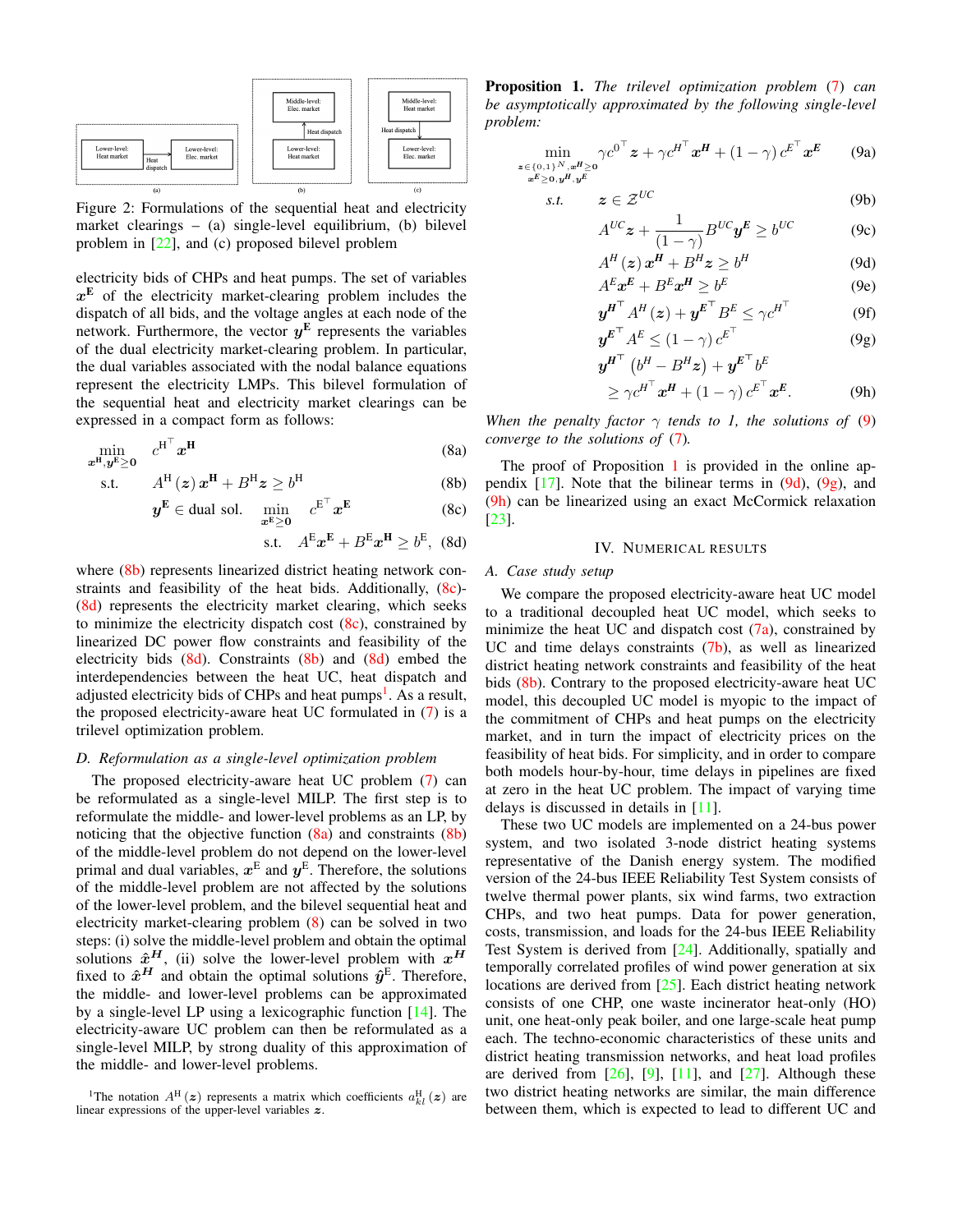Figure 2: Formulations of the sequential heat and electricity market clearings – (a) single-level equilibrium, (b) bilevel problem in [22], and (c) proposed bilevel problem

electricity bids of CHPs and heat pumps. The set of variables $\boldsymbol{x}^{\mathbf{E}}$ of the electricity market-clearing problem includes the dispatch of all bids, and the voltage angles at each node of the network. Furthermore, the vector $\boldsymbol{y}^{\mathbf{E}}$ represents the variables of the dual electricity market-clearing problem. In particular, the dual variables associated with the nodal balance equations represent the electricity LMPs. This bilevel formulation of the sequential heat and electricity market clearings can be expressed in a compact form as follows:

$$\min_{\boldsymbol{x}^{\mathbf{H}}, \boldsymbol{y}^{\mathbf{E}} \geq \mathbf{0}} \quad c^{\mathrm{H}^{\top}} \boldsymbol{x}^{\mathbf{H}} \tag{8a}$$

$$\text{s.t.} \quad A^{\mathrm{H}}(\boldsymbol{z})\, \boldsymbol{x}^{\mathbf{H}} + B^{\mathrm{H}} \boldsymbol{z} \geq b^{\mathrm{H}} \tag{8b}$$

$$\boldsymbol{y}^{\mathbf{E}} \in \text{dual sol.} \quad \min_{\boldsymbol{x}^{\mathbf{E}} \geq \mathbf{0}} \quad c^{\mathrm{E}^{\top}} \boldsymbol{x}^{\mathbf{E}} \tag{8c}$$

$$\text{s.t.} \quad A^{\mathrm{E}} \boldsymbol{x}^{\mathbf{E}} + B^{\mathrm{E}} \boldsymbol{x}^{\mathbf{H}} \geq b^{\mathrm{E}}, \tag{8d}$$

where (8b) represents linearized district heating network constraints and feasibility of the heat bids. Additionally, (8c)-(8d) represents the electricity market clearing, which seeks to minimize the electricity dispatch cost (8c), constrained by linearized DC power flow constraints and feasibility of the electricity bids (8d). Constraints (8b) and (8d) embed the interdependencies between the heat UC, heat dispatch and adjusted electricity bids of CHPs and heat pumps[1]. As a result, the proposed electricity-aware heat UC formulated in (7) is a trilevel optimization problem.

### D. Reformulation as a single-level optimization problem

The proposed electricity-aware heat UC problem (7) can be reformulated as a single-level MILP. The first step is to reformulate the middle- and lower-level problems as an LP, by noticing that the objective function (8a) and constraints (8b) of the middle-level problem do not depend on the lower-level primal and dual variables, $\boldsymbol{x}^{\mathrm{E}}$ and $\boldsymbol{y}^{\mathrm{E}}$. Therefore, the solutions of the middle-level problem are not affected by the solutions of the lower-level problem, and the bilevel sequential heat and electricity market clearing problem (8) can be solved in two steps: (i) solve the middle-level problem and obtain the optimal solutions $\hat{\boldsymbol{x}}^{\boldsymbol{H}}$, (ii) solve the lower-level problem with $\boldsymbol{x}^{\boldsymbol{H}}$ fixed to $\hat{\boldsymbol{x}}^{\boldsymbol{H}}$ and obtain the optimal solutions $\hat{\boldsymbol{y}}^{\mathrm{E}}$. Therefore, the middle- and lower-level problems can be approximated by a single-level LP using a lexicographic function [14]. The electricity-aware UC problem can then be reformulated as a single-level MILP, by strong duality of this approximation of the middle- and lower-level problems.

[1] The notation $A^{\mathrm{H}}(\boldsymbol{z})$ represents a matrix which coefficients $a^{\mathrm{H}}_{kl}(\boldsymbol{z})$ are linear expressions of the upper-level variables $\boldsymbol{z}$.

**Proposition 1.** *The trilevel optimization problem (7) can be asymptotically approximated by the following single-level problem:*

$$\min_{\substack{\boldsymbol{z} \in \{0,1\}^N, \boldsymbol{x}^{\boldsymbol{H}} \geq \mathbf{0} \\ \boldsymbol{x}^{\boldsymbol{E}} \geq \mathbf{0}, \boldsymbol{y}^{\boldsymbol{H}}, \boldsymbol{y}^{\boldsymbol{E}}}} \quad \gamma c^{0^{\top}} \boldsymbol{z} + \gamma c^{H^{\top}} \boldsymbol{x}^{\boldsymbol{H}} + (1-\gamma)\, c^{E^{\top}} \boldsymbol{x}^{\boldsymbol{E}} \tag{9a}$$

$$\text{s.t.} \quad \boldsymbol{z} \in \mathcal{Z}^{UC} \tag{9b}$$

$$A^{UC} \boldsymbol{z} + \frac{1}{(1-\gamma)} B^{UC} \boldsymbol{y}^{\boldsymbol{E}} \geq b^{UC} \tag{9c}$$

$$A^{H}(\boldsymbol{z})\, \boldsymbol{x}^{\boldsymbol{H}} + B^{H} \boldsymbol{z} \geq b^{H} \tag{9d}$$

$$A^{E} \boldsymbol{x}^{\boldsymbol{E}} + B^{E} \boldsymbol{x}^{\boldsymbol{H}} \geq b^{E} \tag{9e}$$

$$\boldsymbol{y}^{\boldsymbol{H}^{\top}} A^{H}(\boldsymbol{z}) + \boldsymbol{y}^{\boldsymbol{E}^{\top}} B^{E} \leq \gamma c^{H^{\top}} \tag{9f}$$

$$\boldsymbol{y}^{\boldsymbol{E}^{\top}} A^{E} \leq (1-\gamma)\, c^{E^{\top}} \tag{9g}$$

$$\boldsymbol{y}^{\boldsymbol{H}^{\top}} \left(b^{H} - B^{H} \boldsymbol{z}\right) + \boldsymbol{y}^{\boldsymbol{E}^{\top}} b^{E} \geq \gamma c^{H^{\top}} \boldsymbol{x}^{\boldsymbol{H}} + (1-\gamma)\, c^{E^{\top}} \boldsymbol{x}^{\boldsymbol{E}}. \tag{9h}$$

*When the penalty factor $\gamma$ tends to 1, the solutions of (9) converge to the solutions of (7).*

The proof of Proposition 1 is provided in the online appendix [17]. Note that the bilinear terms in (9d), (9g), and (9h) can be linearized using an exact McCormick relaxation [23].

## IV. Numerical results

### A. Case study setup

We compare the proposed electricity-aware heat UC model to a traditional decoupled heat UC model, which seeks to minimize the heat UC and dispatch cost (7a), constrained by UC and time delays constraints (7b), as well as linearized district heating network constraints and feasibility of the heat bids (8b). Contrary to the proposed electricity-aware heat UC model, this decoupled UC model is myopic to the impact of the commitment of CHPs and heat pumps on the electricity market, and in turn the impact of electricity prices on the feasibility of heat bids. For simplicity, and in order to compare both models hour-by-hour, time delays in pipelines are fixed at zero in the heat UC problem. The impact of varying time delays is discussed in details in [11].

These two UC models are implemented on a 24-bus power system, and two isolated 3-node district heating systems representative of the Danish energy system. The modified version of the 24-bus IEEE Reliability Test System consists of twelve thermal power plants, six wind farms, two extraction CHPs, and two heat pumps. Data for power generation, costs, transmission, and loads for the 24-bus IEEE Reliability Test System is derived from [24]. Additionally, spatially and temporally correlated profiles of wind power generation at six locations are derived from [25]. Each district heating network consists of one CHP, one waste incinerator heat-only (HO) unit, one heat-only peak boiler, and one large-scale heat pump each. The techno-economic characteristics of these units and district heating transmission networks, and heat load profiles are derived from [26], [9], [11], and [27]. Although these two district heating networks are similar, the main difference between them, which is expected to lead to different UC and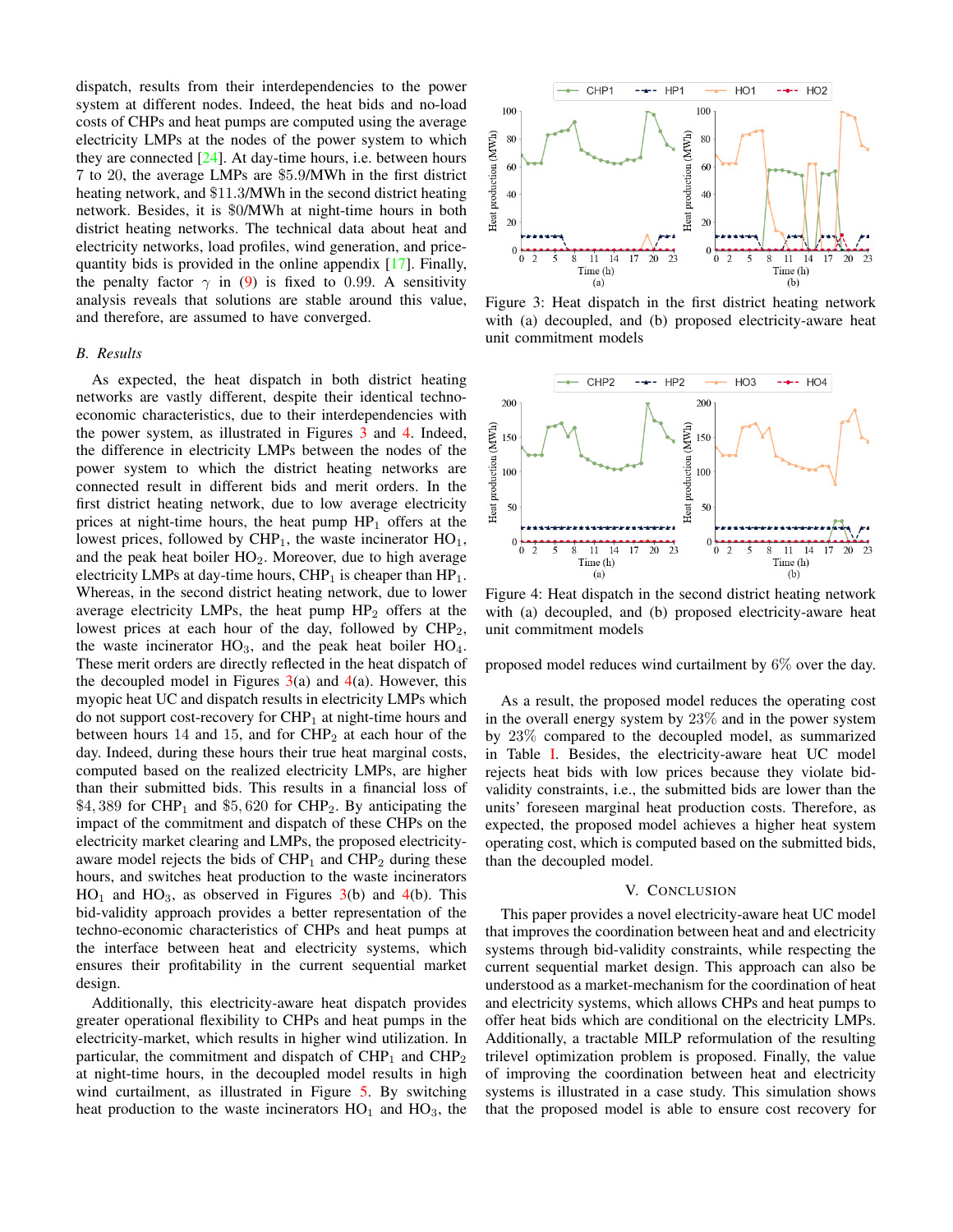dispatch, results from their interdependencies to the power system at different nodes. Indeed, the heat bids and no-load costs of CHPs and heat pumps are computed using the average electricity LMPs at the nodes of the power system to which they are connected [24]. At day-time hours, i.e. between hours 7 to 20, the average LMPs are \$5.9/MWh in the first district heating network, and \$11.3/MWh in the second district heating network. Besides, it is \$0/MWh at night-time hours in both district heating networks. The technical data about heat and electricity networks, load profiles, wind generation, and price-quantity bids is provided in the online appendix [17]. Finally, the penalty factor $\gamma$ in (9) is fixed to 0.99. A sensitivity analysis reveals that solutions are stable around this value, and therefore, are assumed to have converged.

### B. Results

As expected, the heat dispatch in both district heating networks are vastly different, despite their identical techno-economic characteristics, due to their interdependencies with the power system, as illustrated in Figures 3 and 4. Indeed, the difference in electricity LMPs between the nodes of the power system to which the district heating networks are connected result in different bids and merit orders. In the first district heating network, due to low average electricity prices at night-time hours, the heat pump $HP_1$ offers at the lowest prices, followed by $CHP_1$, the waste incinerator $HO_1$, and the peak heat boiler $HO_2$. Moreover, due to high average electricity LMPs at day-time hours, $CHP_1$ is cheaper than $HP_1$. Whereas, in the second district heating network, due to lower average electricity LMPs, the heat pump $HP_2$ offers at the lowest prices at each hour of the day, followed by $CHP_2$, the waste incinerator $HO_3$, and the peak heat boiler $HO_4$. These merit orders are directly reflected in the heat dispatch of the decoupled model in Figures 3(a) and 4(a). However, this myopic heat UC and dispatch results in electricity LMPs which do not support cost-recovery for $CHP_1$ at night-time hours and between hours 14 and 15, and for $CHP_2$ at each hour of the day. Indeed, during these hours their true heat marginal costs, computed based on the realized electricity LMPs, are higher than their submitted bids. This results in a financial loss of $\$4,389$ for $CHP_1$ and $\$5,620$ for $CHP_2$. By anticipating the impact of the commitment and dispatch of these CHPs on the electricity market clearing and LMPs, the proposed electricity-aware model rejects the bids of $CHP_1$ and $CHP_2$ during these hours, and switches heat production to the waste incinerators $HO_1$ and $HO_3$, as observed in Figures 3(b) and 4(b). This bid-validity approach provides a better representation of the techno-economic characteristics of CHPs and heat pumps at the interface between heat and electricity systems, which ensures their profitability in the current sequential market design.

Additionally, this electricity-aware heat dispatch provides greater operational flexibility to CHPs and heat pumps in the electricity-market, which results in higher wind utilization. In particular, the commitment and dispatch of $CHP_1$ and $CHP_2$ at night-time hours, in the decoupled model results in high wind curtailment, as illustrated in Figure 5. By switching heat production to the waste incinerators $HO_1$ and $HO_3$, the proposed model reduces wind curtailment by $6\%$ over the day.

Figure 3: Heat dispatch in the first district heating network with (a) decoupled, and (b) proposed electricity-aware heat unit commitment models

Figure 4: Heat dispatch in the second district heating network with (a) decoupled, and (b) proposed electricity-aware heat unit commitment models

As a result, the proposed model reduces the operating cost in the overall energy system by $23\%$ and in the power system by $23\%$ compared to the decoupled model, as summarized in Table I. Besides, the electricity-aware heat UC model rejects heat bids with low prices because they violate bid-validity constraints, i.e., the submitted bids are lower than the units' foreseen marginal heat production costs. Therefore, as expected, the proposed model achieves a higher heat system operating cost, which is computed based on the submitted bids, than the decoupled model.

## V. Conclusion

This paper provides a novel electricity-aware heat UC model that improves the coordination between heat and and electricity systems through bid-validity constraints, while respecting the current sequential market design. This approach can also be understood as a market-mechanism for the coordination of heat and electricity systems, which allows CHPs and heat pumps to offer heat bids which are conditional on the electricity LMPs. Additionally, a tractable MILP reformulation of the resulting trilevel optimization problem is proposed. Finally, the value of improving the coordination between heat and electricity systems is illustrated in a case study. This simulation shows that the proposed model is able to ensure cost recovery for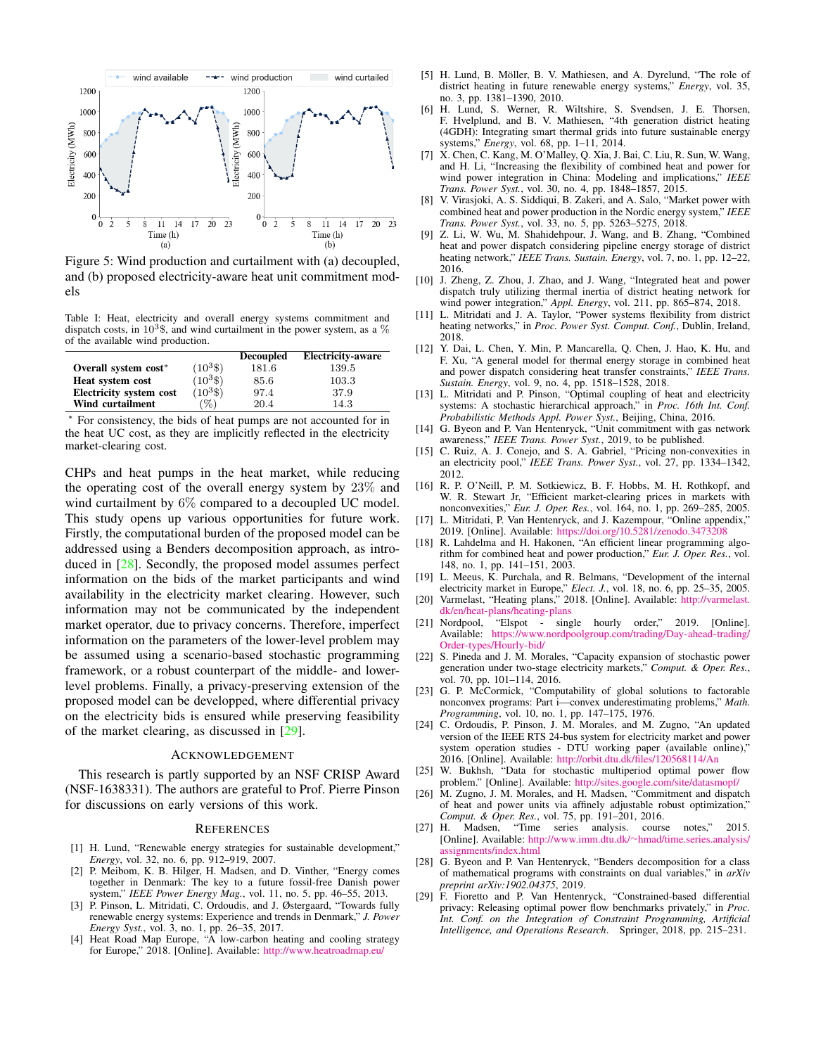wind available
wind production
wind curtailed

Electricity (MWh)
1200
1000
800
600
400
200
0
0 2 5 8 11 14 17 20 23
Time (h)
(a)

Electricity (MWh)
1200
1000
800
600
400
200
0
0 2 5 8 11 14 17 20 23
Time (h)
(b)

Figure 5: Wind production and curtailment with (a) decoupled, and (b) proposed electricity-aware heat unit commitment models

Table I: Heat, electricity and overall energy systems commitment and dispatch costs, in $10^3$\$, and wind curtailment in the power system, as a % of the available wind production.

| | | Decoupled | Electricity-aware |
|---|---|---|---|
| **Overall system cost*** | ($10^3$\$) | 181.6 | 139.5 |
| **Heat system cost** | ($10^3$\$) | 85.6 | 103.3 |
| **Electricity system cost** | ($10^3$\$) | 97.4 | 37.9 |
| **Wind curtailment** | (%) | 20.4 | 14.3 |

* For consistency, the bids of heat pumps are not accounted for in the heat UC cost, as they are implicitly reflected in the electricity market-clearing cost.

CHPs and heat pumps in the heat market, while reducing the operating cost of the overall energy system by 23% and wind curtailment by 6% compared to a decoupled UC model. This study opens up various opportunities for future work. Firstly, the computational burden of the proposed model can be addressed using a Benders decomposition approach, as introduced in [28]. Secondly, the proposed model assumes perfect information on the bids of the market participants and wind availability in the electricity market clearing. However, such information may not be communicated by the independent market operator, due to privacy concerns. Therefore, imperfect information on the parameters of the lower-level problem may be assumed using a scenario-based stochastic programming framework, or a robust counterpart of the middle- and lower-level problems. Finally, a privacy-preserving extension of the proposed model can be developped, where differential privacy on the electricity bids is ensured while preserving feasibility of the market clearing, as discussed in [29].

## Acknowledgement

This research is partly supported by an NSF CRISP Award (NSF-1638331). The authors are grateful to Prof. Pierre Pinson for discussions on early versions of this work.

## References

[1] H. Lund, "Renewable energy strategies for sustainable development," *Energy*, vol. 32, no. 6, pp. 912–919, 2007.

[2] P. Meibom, K. B. Hilger, H. Madsen, and D. Vinther, "Energy comes together in Denmark: The key to a future fossil-free Danish power system," *IEEE Power Energy Mag.*, vol. 11, no. 5, pp. 46–55, 2013.

[3] P. Pinson, L. Mitridati, C. Ordoudis, and J. Østergaard, "Towards fully renewable energy systems: Experience and trends in Denmark," *J. Power Energy Syst.*, vol. 3, no. 1, pp. 26–35, 2017.

[4] Heat Road Map Europe, "A low-carbon heating and cooling strategy for Europe," 2018. [Online]. Available: http://www.heatroadmap.eu/

[5] H. Lund, B. Möller, B. V. Mathiesen, and A. Dyrelund, "The role of district heating in future renewable energy systems," *Energy*, vol. 35, no. 3, pp. 1381–1390, 2010.

[6] H. Lund, S. Werner, R. Wiltshire, S. Svendsen, J. E. Thorsen, F. Hvelplund, and B. V. Mathiesen, "4th generation district heating (4GDH): Integrating smart thermal grids into future sustainable energy systems," *Energy*, vol. 68, pp. 1–11, 2014.

[7] X. Chen, C. Kang, M. O'Malley, Q. Xia, J. Bai, C. Liu, R. Sun, W. Wang, and H. Li, "Increasing the flexibility of combined heat and power for wind power integration in China: Modeling and implications," *IEEE Trans. Power Syst.*, vol. 30, no. 4, pp. 1848–1857, 2015.

[8] V. Virasjoki, A. S. Siddiqui, B. Zakeri, and A. Salo, "Market power with combined heat and power production in the Nordic energy system," *IEEE Trans. Power Syst.*, vol. 33, no. 5, pp. 5263–5275, 2018.

[9] Z. Li, W. Wu, M. Shahidehpour, J. Wang, and B. Zhang, "Combined heat and power dispatch considering pipeline energy storage of district heating network," *IEEE Trans. Sustain. Energy*, vol. 7, no. 1, pp. 12–22, 2016.

[10] J. Zheng, Z. Zhou, J. Zhao, and J. Wang, "Integrated heat and power dispatch truly utilizing thermal inertia of district heating network for wind power integration," *Appl. Energy*, vol. 211, pp. 865–874, 2018.

[11] L. Mitridati and J. A. Taylor, "Power systems flexibility from district heating networks," in *Proc. Power Syst. Comput. Conf.*, Dublin, Ireland, 2018.

[12] Y. Dai, L. Chen, Y. Min, P. Mancarella, Q. Chen, J. Hao, K. Hu, and F. Xu, "A general model for thermal energy storage in combined heat and power dispatch considering heat transfer constraints," *IEEE Trans. Sustain. Energy*, vol. 9, no. 4, pp. 1518–1528, 2018.

[13] L. Mitridati and P. Pinson, "Optimal coupling of heat and electricity systems: A stochastic hierarchical approach," in *Proc. 16th Int. Conf. Probabilistic Methods Appl. Power Syst.*, Beijing, China, 2016.

[14] G. Byeon and P. Van Hentenryck, "Unit commitment with gas network awareness," *IEEE Trans. Power Syst.*, 2019, to be published.

[15] C. Ruiz, A. J. Conejo, and S. A. Gabriel, "Pricing non-convexities in an electricity pool," *IEEE Trans. Power Syst.*, vol. 27, pp. 1334–1342, 2012.

[16] R. P. O'Neill, P. M. Sotkiewicz, B. F. Hobbs, M. H. Rothkopf, and W. R. Stewart Jr, "Efficient market-clearing prices in markets with nonconvexities," *Eur. J. Oper. Res.*, vol. 164, no. 1, pp. 269–285, 2005.

[17] L. Mitridati, P. Van Hentenryck, and J. Kazempour, "Online appendix," 2019. [Online]. Available: https://doi.org/10.5281/zenodo.3473208

[18] R. Lahdelma and H. Hakonen, "An efficient linear programming algorithm for combined heat and power production," *Eur. J. Oper. Res.*, vol. 148, no. 1, pp. 141–151, 2003.

[19] L. Meeus, K. Purchala, and R. Belmans, "Development of the internal electricity market in Europe," *Elect. J.*, vol. 18, no. 6, pp. 25–35, 2005.

[20] Varmelast, "Heating plans," 2018. [Online]. Available: http://varmelast.dk/en/heat-plans/heating-plans

[21] Nordpool, "Elspot - single hourly order," 2019. [Online]. Available: https://www.nordpoolgroup.com/trading/Day-ahead-trading/Order-types/Hourly-bid/

[22] S. Pineda and J. M. Morales, "Capacity expansion of stochastic power generation under two-stage electricity markets," *Comput. & Oper. Res.*, vol. 70, pp. 101–114, 2016.

[23] G. P. McCormick, "Computability of global solutions to factorable nonconvex programs: Part i—convex underestimating problems," *Math. Programming*, vol. 10, no. 1, pp. 147–175, 1976.

[24] C. Ordoudis, P. Pinson, J. M. Morales, and M. Zugno, "An updated version of the IEEE RTS 24-bus system for electricity market and power system operation studies - DTU working paper (available online)," 2016. [Online]. Available: http://orbit.dtu.dk/files/120568114/An

[25] W. Bukhsh, "Data for stochastic multiperiod optimal power flow problem." [Online]. Available: http://sites.google.com/site/datasmopf/

[26] M. Zugno, J. M. Morales, and H. Madsen, "Commitment and dispatch of heat and power units via affinely adjustable robust optimization," *Comput. & Oper. Res.*, vol. 75, pp. 191–201, 2016.

[27] H. Madsen, "Time series analysis. course notes," 2015. [Online]. Available: http://www.imm.dtu.dk/~hmad/time.series.analysis/assignments/index.html

[28] G. Byeon and P. Van Hentenryck, "Benders decomposition for a class of mathematical programs with constraints on dual variables," in *arXiv preprint arXiv:1902.04375*, 2019.

[29] F. Fioretto and P. Van Hentenryck, "Constrained-based differential privacy: Releasing optimal power flow benchmarks privately," in *Proc. Int. Conf. on the Integration of Constraint Programming, Artificial Intelligence, and Operations Research*. Springer, 2018, pp. 215–231.